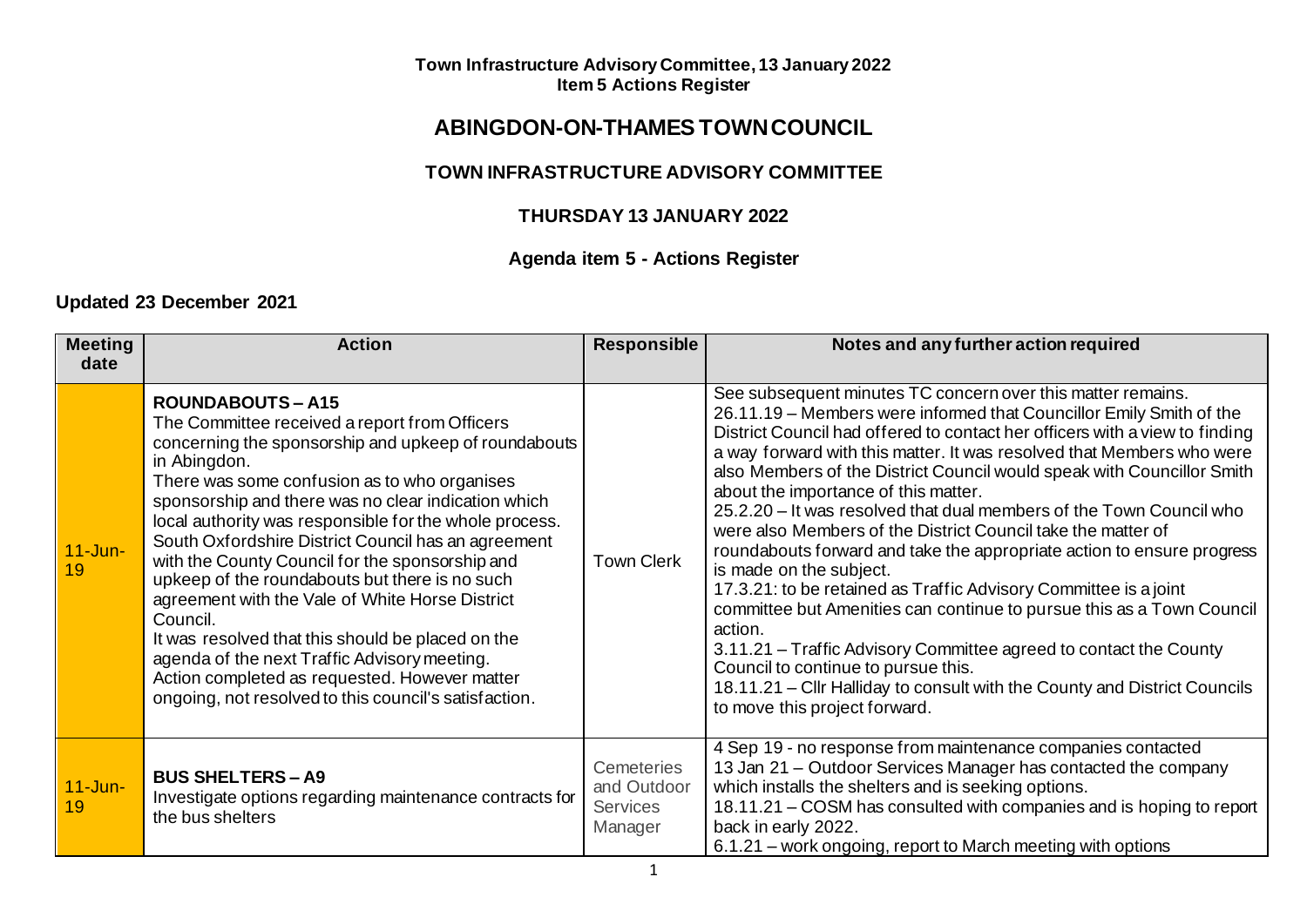**Town Infrastructure Advisory Committee, 13 January 2022**
**Item 5 Actions Register**

# ABINGDON-ON-THAMES TOWN COUNCIL

## TOWN INFRASTRUCTURE ADVISORY COMMITTEE

### THURSDAY 13 JANUARY 2022

### Agenda item 5 - Actions Register

**Updated 23 December 2021**

| Meeting date | Action | Responsible | Notes and any further action required |
|---|---|---|---|
| 11-Jun-19 | **ROUNDABOUTS – A15**<br>The Committee received a report from Officers concerning the sponsorship and upkeep of roundabouts in Abingdon.<br>There was some confusion as to who organises sponsorship and there was no clear indication which local authority was responsible for the whole process. South Oxfordshire District Council has an agreement with the County Council for the sponsorship and upkeep of the roundabouts but there is no such agreement with the Vale of White Horse District Council.<br>It was resolved that this should be placed on the agenda of the next Traffic Advisory meeting.<br>Action completed as requested. However matter ongoing, not resolved to this council's satisfaction. | Town Clerk | See subsequent minutes TC concern over this matter remains.<br>26.11.19 – Members were informed that Councillor Emily Smith of the District Council had offered to contact her officers with a view to finding a way forward with this matter. It was resolved that Members who were also Members of the District Council would speak with Councillor Smith about the importance of this matter.<br>25.2.20 – It was resolved that dual members of the Town Council who were also Members of the District Council take the matter of roundabouts forward and take the appropriate action to ensure progress is made on the subject.<br>17.3.21: to be retained as Traffic Advisory Committee is a joint committee but Amenities can continue to pursue this as a Town Council action.<br>3.11.21 – Traffic Advisory Committee agreed to contact the County Council to continue to pursue this.<br>18.11.21 – Cllr Halliday to consult with the County and District Councils to move this project forward. |
| 11-Jun-19 | **BUS SHELTERS – A9**<br>Investigate options regarding maintenance contracts for the bus shelters | Cemeteries and Outdoor Services Manager | 4 Sep 19 - no response from maintenance companies contacted<br>13 Jan 21 – Outdoor Services Manager has contacted the company which installs the shelters and is seeking options.<br>18.11.21 – COSM has consulted with companies and is hoping to report back in early 2022.<br>6.1.21 – work ongoing, report to March meeting with options |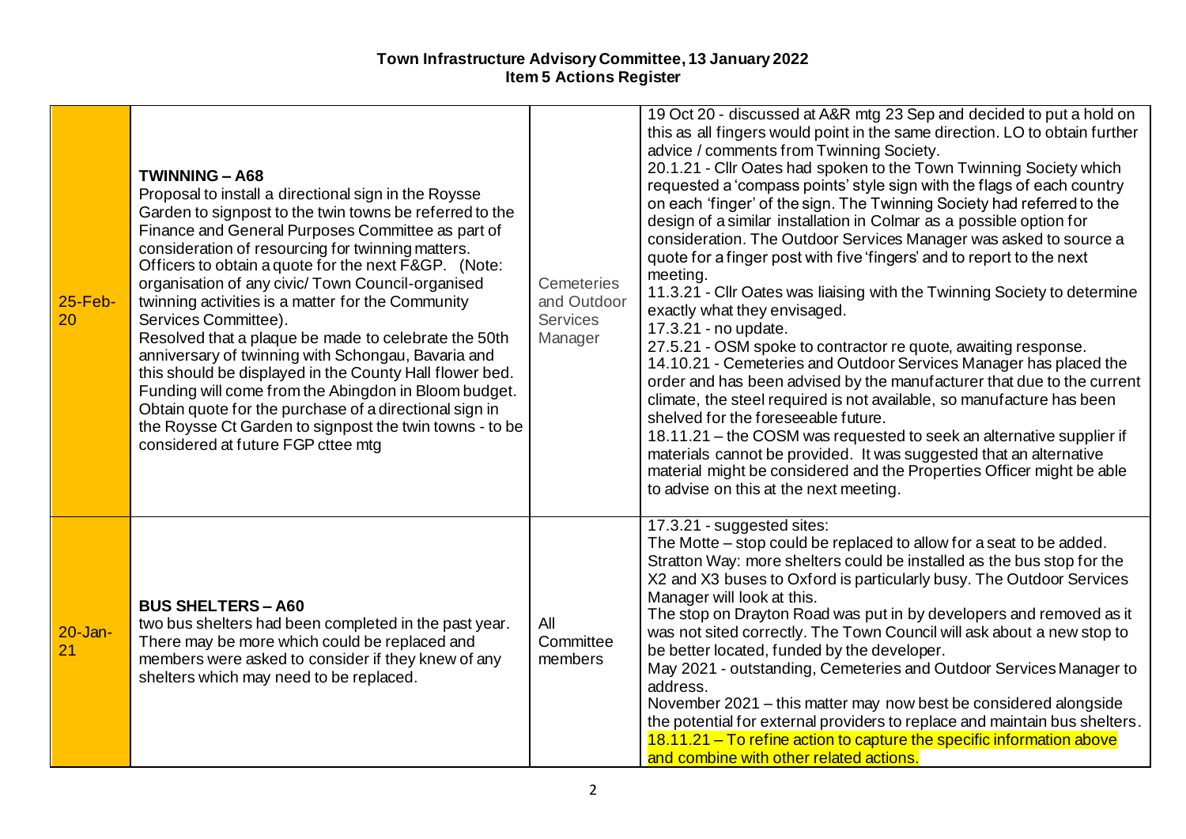**Town Infrastructure Advisory Committee, 13 January 2022**
**Item 5 Actions Register**

| | | | |
|---|---|---|---|
| 25-Feb-20 | **TWINNING – A68**<br>Proposal to install a directional sign in the Roysse Garden to signpost to the twin towns be referred to the Finance and General Purposes Committee as part of consideration of resourcing for twinning matters. Officers to obtain a quote for the next F&GP. (Note: organisation of any civic/ Town Council-organised twinning activities is a matter for the Community Services Committee).<br>Resolved that a plaque be made to celebrate the 50th anniversary of twinning with Schongau, Bavaria and this should be displayed in the County Hall flower bed. Funding will come from the Abingdon in Bloom budget. Obtain quote for the purchase of a directional sign in the Roysse Ct Garden to signpost the twin towns - to be considered at future FGP cttee mtg | Cemeteries and Outdoor Services Manager | 19 Oct 20 - discussed at A&R mtg 23 Sep and decided to put a hold on this as all fingers would point in the same direction. LO to obtain further advice / comments from Twinning Society.<br>20.1.21 - Cllr Oates had spoken to the Town Twinning Society which requested a 'compass points' style sign with the flags of each country on each 'finger' of the sign. The Twinning Society had referred to the design of a similar installation in Colmar as a possible option for consideration. The Outdoor Services Manager was asked to source a quote for a finger post with five 'fingers' and to report to the next meeting.<br>11.3.21 - Cllr Oates was liaising with the Twinning Society to determine exactly what they envisaged.<br>17.3.21 - no update.<br>27.5.21 - OSM spoke to contractor re quote, awaiting response.<br>14.10.21 - Cemeteries and Outdoor Services Manager has placed the order and has been advised by the manufacturer that due to the current climate, the steel required is not available, so manufacture has been shelved for the foreseeable future.<br>18.11.21 – the COSM was requested to seek an alternative supplier if materials cannot be provided. It was suggested that an alternative material might be considered and the Properties Officer might be able to advise on this at the next meeting. |
| 20-Jan-21 | **BUS SHELTERS – A60**<br>two bus shelters had been completed in the past year. There may be more which could be replaced and members were asked to consider if they knew of any shelters which may need to be replaced. | All Committee members | 17.3.21 - suggested sites:<br>The Motte – stop could be replaced to allow for a seat to be added.<br>Stratton Way: more shelters could be installed as the bus stop for the X2 and X3 buses to Oxford is particularly busy. The Outdoor Services Manager will look at this.<br>The stop on Drayton Road was put in by developers and removed as it was not sited correctly. The Town Council will ask about a new stop to be better located, funded by the developer.<br>May 2021 - outstanding, Cemeteries and Outdoor Services Manager to address.<br>November 2021 – this matter may now best be considered alongside the potential for external providers to replace and maintain bus shelters.<br>18.11.21 – To refine action to capture the specific information above and combine with other related actions. |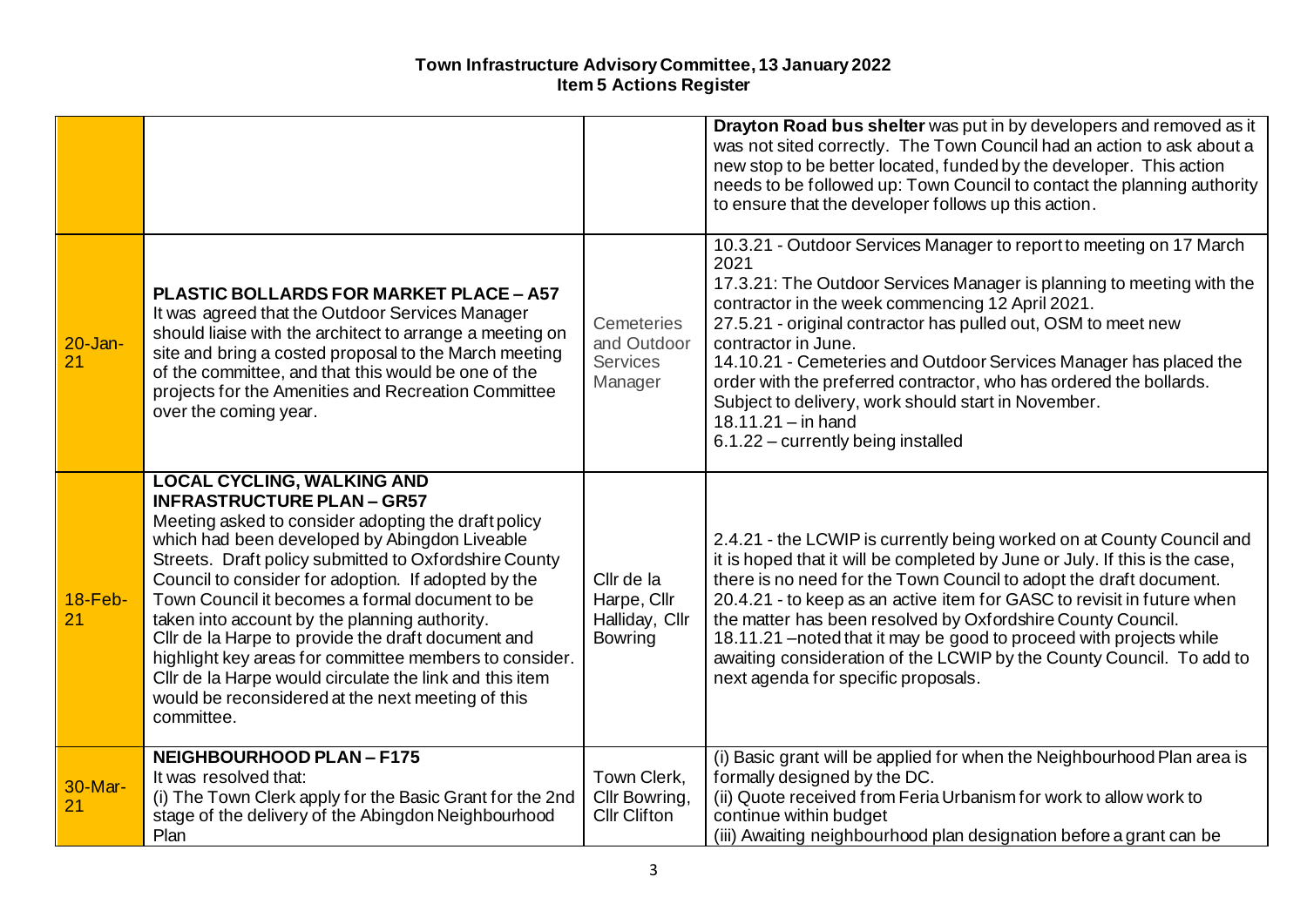**Town Infrastructure Advisory Committee, 13 January 2022**
**Item 5 Actions Register**

| | | | |
|---|---|---|---|
| | | | **Drayton Road bus shelter** was put in by developers and removed as it was not sited correctly. The Town Council had an action to ask about a new stop to be better located, funded by the developer. This action needs to be followed up: Town Council to contact the planning authority to ensure that the developer follows up this action. |
| 20-Jan-21 | **PLASTIC BOLLARDS FOR MARKET PLACE – A57**<br>It was agreed that the Outdoor Services Manager should liaise with the architect to arrange a meeting on site and bring a costed proposal to the March meeting of the committee, and that this would be one of the projects for the Amenities and Recreation Committee over the coming year. | Cemeteries and Outdoor Services Manager | 10.3.21 - Outdoor Services Manager to report to meeting on 17 March 2021<br>17.3.21: The Outdoor Services Manager is planning to meeting with the contractor in the week commencing 12 April 2021.<br>27.5.21 - original contractor has pulled out, OSM to meet new contractor in June.<br>14.10.21 - Cemeteries and Outdoor Services Manager has placed the order with the preferred contractor, who has ordered the bollards. Subject to delivery, work should start in November.<br>18.11.21 – in hand<br>6.1.22 – currently being installed |
| 18-Feb-21 | **LOCAL CYCLING, WALKING AND INFRASTRUCTURE PLAN – GR57**<br>Meeting asked to consider adopting the draft policy which had been developed by Abingdon Liveable Streets. Draft policy submitted to Oxfordshire County Council to consider for adoption. If adopted by the Town Council it becomes a formal document to be taken into account by the planning authority.<br>Cllr de la Harpe to provide the draft document and highlight key areas for committee members to consider. Cllr de la Harpe would circulate the link and this item would be reconsidered at the next meeting of this committee. | Cllr de la Harpe, Cllr Halliday, Cllr Bowring | 2.4.21 - the LCWIP is currently being worked on at County Council and it is hoped that it will be completed by June or July. If this is the case, there is no need for the Town Council to adopt the draft document.<br>20.4.21 - to keep as an active item for GASC to revisit in future when the matter has been resolved by Oxfordshire County Council.<br>18.11.21 –noted that it may be good to proceed with projects while awaiting consideration of the LCWIP by the County Council. To add to next agenda for specific proposals. |
| 30-Mar-21 | **NEIGHBOURHOOD PLAN – F175**<br>It was resolved that:<br>(i) The Town Clerk apply for the Basic Grant for the 2nd stage of the delivery of the Abingdon Neighbourhood Plan | Town Clerk, Cllr Bowring, Cllr Clifton | (i) Basic grant will be applied for when the Neighbourhood Plan area is formally designed by the DC.<br>(ii) Quote received from Feria Urbanism for work to allow work to continue within budget<br>(iii) Awaiting neighbourhood plan designation before a grant can be |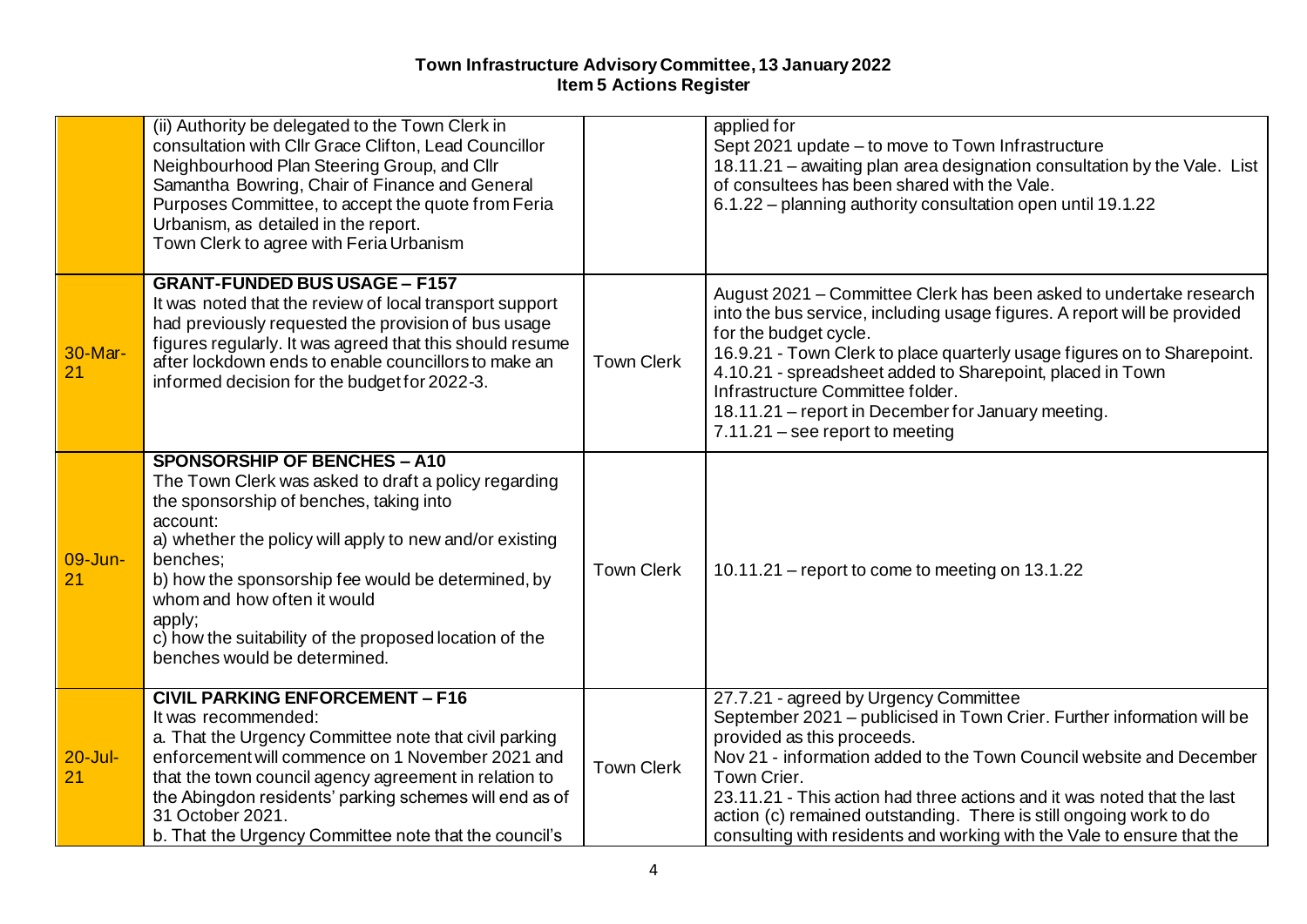# Town Infrastructure Advisory Committee, 13 January 2022
## Item 5 Actions Register

| | | | |
|---|---|---|---|
| | (ii) Authority be delegated to the Town Clerk in consultation with Cllr Grace Clifton, Lead Councillor Neighbourhood Plan Steering Group, and Cllr Samantha Bowring, Chair of Finance and General Purposes Committee, to accept the quote from Feria Urbanism, as detailed in the report.<br>Town Clerk to agree with Feria Urbanism | | applied for<br>Sept 2021 update – to move to Town Infrastructure<br>18.11.21 – awaiting plan area designation consultation by the Vale. List of consultees has been shared with the Vale.<br>6.1.22 – planning authority consultation open until 19.1.22 |
| 30-Mar-21 | **GRANT-FUNDED BUS USAGE – F157**<br>It was noted that the review of local transport support had previously requested the provision of bus usage figures regularly. It was agreed that this should resume after lockdown ends to enable councillors to make an informed decision for the budget for 2022-3. | Town Clerk | August 2021 – Committee Clerk has been asked to undertake research into the bus service, including usage figures. A report will be provided for the budget cycle.<br>16.9.21 - Town Clerk to place quarterly usage figures on to Sharepoint.<br>4.10.21 - spreadsheet added to Sharepoint, placed in Town Infrastructure Committee folder.<br>18.11.21 – report in December for January meeting.<br>7.11.21 – see report to meeting |
| 09-Jun-21 | **SPONSORSHIP OF BENCHES – A10**<br>The Town Clerk was asked to draft a policy regarding the sponsorship of benches, taking into account:<br>a) whether the policy will apply to new and/or existing benches;<br>b) how the sponsorship fee would be determined, by whom and how often it would apply;<br>c) how the suitability of the proposed location of the benches would be determined. | Town Clerk | 10.11.21 – report to come to meeting on 13.1.22 |
| 20-Jul-21 | **CIVIL PARKING ENFORCEMENT – F16**<br>It was recommended:<br>a. That the Urgency Committee note that civil parking enforcement will commence on 1 November 2021 and that the town council agency agreement in relation to the Abingdon residents' parking schemes will end as of 31 October 2021.<br>b. That the Urgency Committee note that the council's | Town Clerk | 27.7.21 - agreed by Urgency Committee<br>September 2021 – publicised in Town Crier. Further information will be provided as this proceeds.<br>Nov 21 - information added to the Town Council website and December Town Crier.<br>23.11.21 - This action had three actions and it was noted that the last action (c) remained outstanding. There is still ongoing work to do consulting with residents and working with the Vale to ensure that the |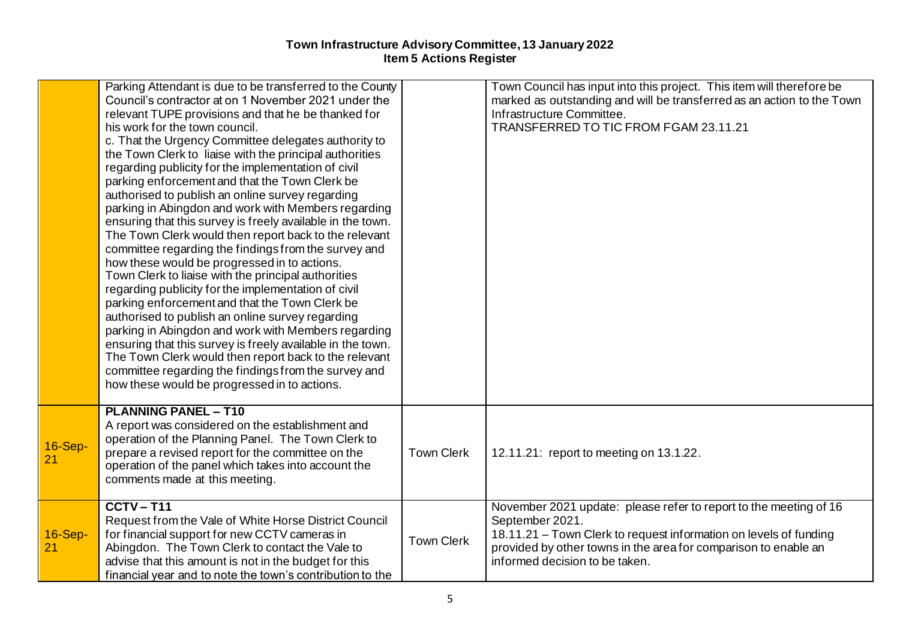# Town Infrastructure Advisory Committee, 13 January 2022
## Item 5 Actions Register

| | | | |
|---|---|---|---|
| | Parking Attendant is due to be transferred to the County Council's contractor at on 1 November 2021 under the relevant TUPE provisions and that he be thanked for his work for the town council.<br>c. That the Urgency Committee delegates authority to the Town Clerk to liaise with the principal authorities regarding publicity for the implementation of civil parking enforcement and that the Town Clerk be authorised to publish an online survey regarding parking in Abingdon and work with Members regarding ensuring that this survey is freely available in the town. The Town Clerk would then report back to the relevant committee regarding the findings from the survey and how these would be progressed in to actions.<br>Town Clerk to liaise with the principal authorities regarding publicity for the implementation of civil parking enforcement and that the Town Clerk be authorised to publish an online survey regarding parking in Abingdon and work with Members regarding ensuring that this survey is freely available in the town. The Town Clerk would then report back to the relevant committee regarding the findings from the survey and how these would be progressed in to actions. | | Town Council has input into this project. This item will therefore be marked as outstanding and will be transferred as an action to the Town Infrastructure Committee.<br>TRANSFERRED TO TIC FROM FGAM 23.11.21 |
| 16-Sep-21 | **PLANNING PANEL – T10**<br>A report was considered on the establishment and operation of the Planning Panel. The Town Clerk to prepare a revised report for the committee on the operation of the panel which takes into account the comments made at this meeting. | Town Clerk | 12.11.21: report to meeting on 13.1.22. |
| 16-Sep-21 | **CCTV – T11**<br>Request from the Vale of White Horse District Council for financial support for new CCTV cameras in Abingdon. The Town Clerk to contact the Vale to advise that this amount is not in the budget for this financial year and to note the town's contribution to the | Town Clerk | November 2021 update: please refer to report to the meeting of 16 September 2021.<br>18.11.21 – Town Clerk to request information on levels of funding provided by other towns in the area for comparison to enable an informed decision to be taken. |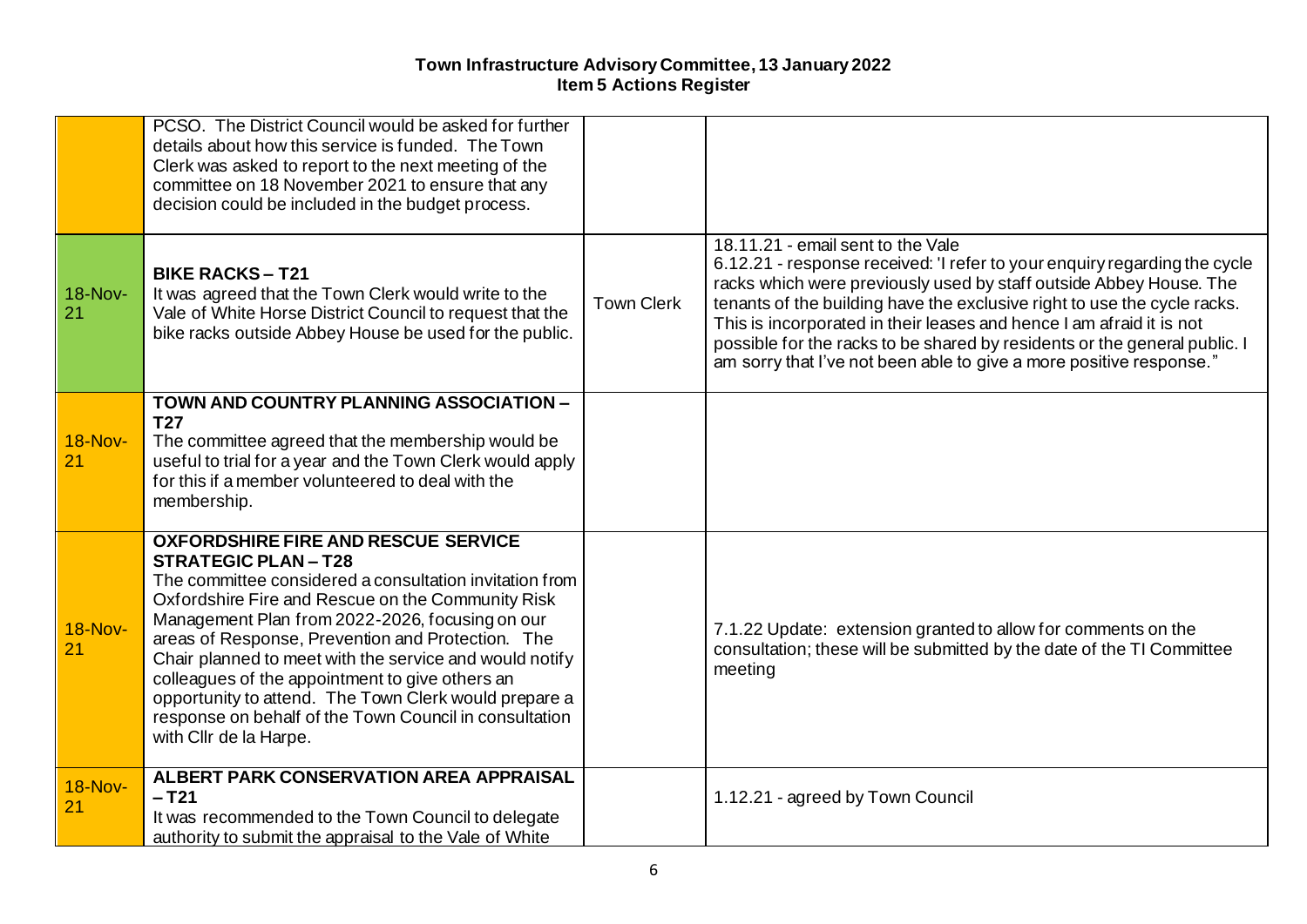# Town Infrastructure Advisory Committee, 13 January 2022
## Item 5 Actions Register

| | | | |
|---|---|---|---|
| | PCSO. The District Council would be asked for further details about how this service is funded. The Town Clerk was asked to report to the next meeting of the committee on 18 November 2021 to ensure that any decision could be included in the budget process. | | |
| 18-Nov-21 | **BIKE RACKS – T21** It was agreed that the Town Clerk would write to the Vale of White Horse District Council to request that the bike racks outside Abbey House be used for the public. | Town Clerk | 18.11.21 - email sent to the Vale 6.12.21 - response received: 'I refer to your enquiry regarding the cycle racks which were previously used by staff outside Abbey House. The tenants of the building have the exclusive right to use the cycle racks. This is incorporated in their leases and hence I am afraid it is not possible for the racks to be shared by residents or the general public. I am sorry that I've not been able to give a more positive response." |
| 18-Nov-21 | **TOWN AND COUNTRY PLANNING ASSOCIATION – T27** The committee agreed that the membership would be useful to trial for a year and the Town Clerk would apply for this if a member volunteered to deal with the membership. | | |
| 18-Nov-21 | **OXFORDSHIRE FIRE AND RESCUE SERVICE STRATEGIC PLAN – T28** The committee considered a consultation invitation from Oxfordshire Fire and Rescue on the Community Risk Management Plan from 2022-2026, focusing on our areas of Response, Prevention and Protection. The Chair planned to meet with the service and would notify colleagues of the appointment to give others an opportunity to attend. The Town Clerk would prepare a response on behalf of the Town Council in consultation with Cllr de la Harpe. | | 7.1.22 Update: extension granted to allow for comments on the consultation; these will be submitted by the date of the TI Committee meeting |
| 18-Nov-21 | **ALBERT PARK CONSERVATION AREA APPRAISAL – T21** It was recommended to the Town Council to delegate authority to submit the appraisal to the Vale of White | | 1.12.21 - agreed by Town Council |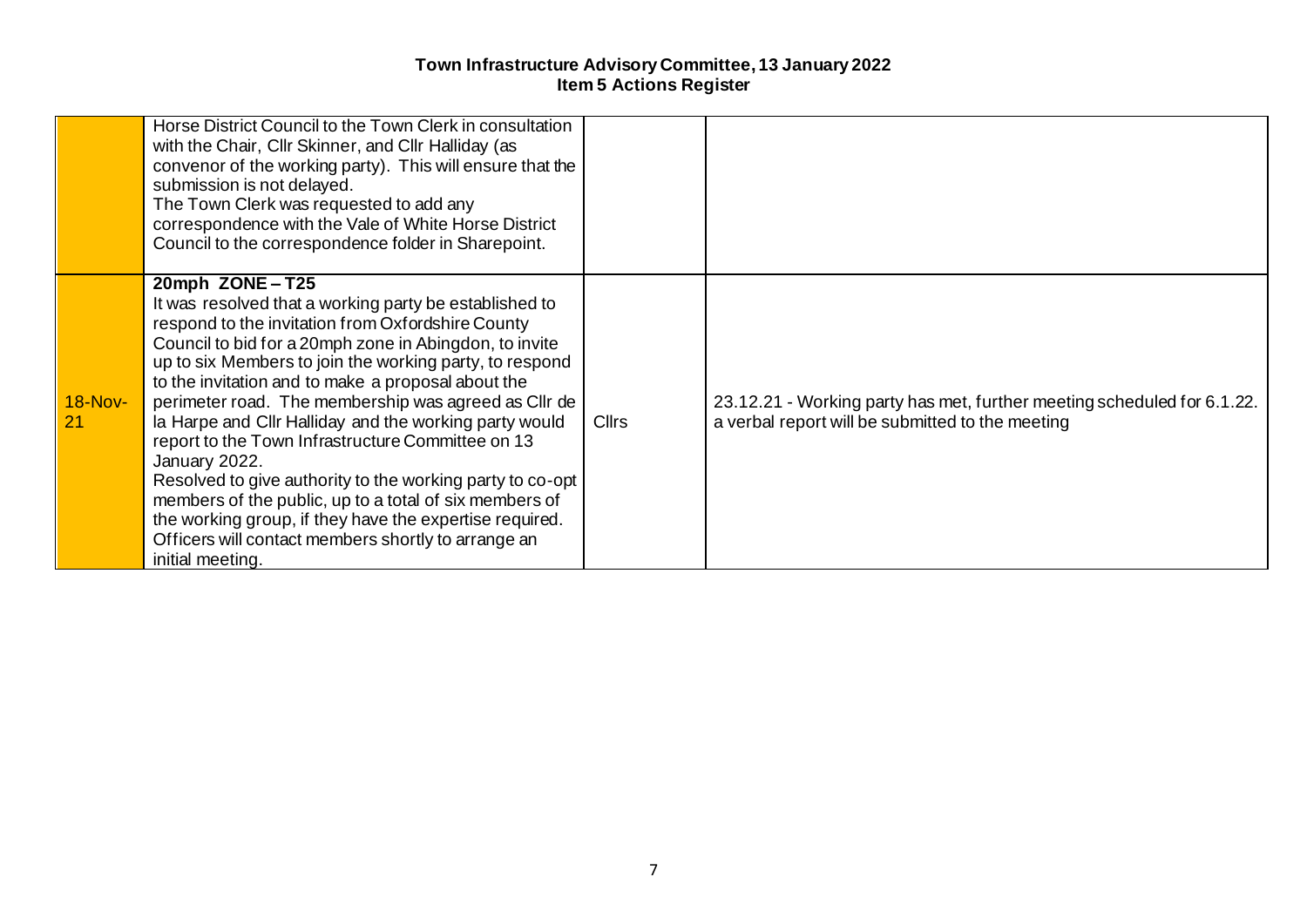**Town Infrastructure Advisory Committee, 13 January 2022**
**Item 5 Actions Register**

| | | | |
|---|---|---|---|
| | Horse District Council to the Town Clerk in consultation with the Chair, Cllr Skinner, and Cllr Halliday (as convenor of the working party). This will ensure that the submission is not delayed.<br>The Town Clerk was requested to add any correspondence with the Vale of White Horse District Council to the correspondence folder in Sharepoint. | | |
| 18-Nov-21 | **20mph ZONE – T25**<br>It was resolved that a working party be established to respond to the invitation from Oxfordshire County Council to bid for a 20mph zone in Abingdon, to invite up to six Members to join the working party, to respond to the invitation and to make a proposal about the perimeter road. The membership was agreed as Cllr de la Harpe and Cllr Halliday and the working party would report to the Town Infrastructure Committee on 13 January 2022.<br>Resolved to give authority to the working party to co-opt members of the public, up to a total of six members of the working group, if they have the expertise required.<br>Officers will contact members shortly to arrange an initial meeting. | Cllrs | 23.12.21 - Working party has met, further meeting scheduled for 6.1.22. a verbal report will be submitted to the meeting |